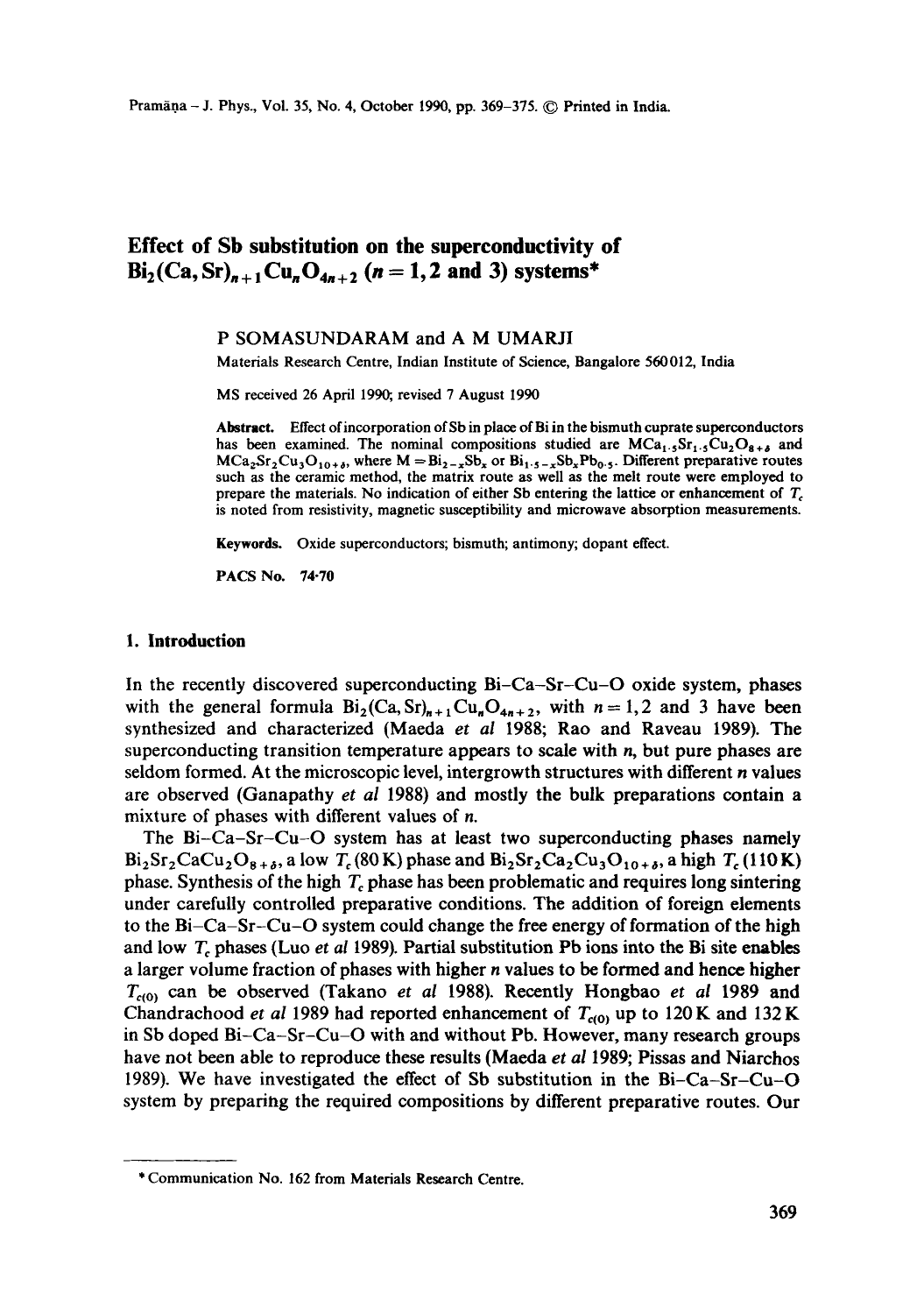# Effect of Sb substitution on the superconductivity of $Bi_2(Ca, Sr)_{n+1}Cu_nO_{4n+2}$ ($n = 1, 2$ and 3) systems*

P SOMASUNDARAM and A M UMARJI

Materials Research Centre, Indian Institute of Science, Bangalore 560012, India

MS received 26 April 1990; revised 7 August 1990

**Abstract.** Effect of incorporation of Sb in place of Bi in the bismuth cuprate superconductors has been examined. The nominal compositions studied are $MCa_{1.5}Sr_{1.5}Cu_2O_{8+\delta}$ and $MCa_2Sr_2Cu_3O_{10+\delta}$, where $M = Bi_{2-x}Sb_x$ or $Bi_{1.5-x}Sb_xPb_{0.5}$. Different preparative routes such as the ceramic method, the matrix route as well as the melt route were employed to prepare the materials. No indication of either Sb entering the lattice or enhancement of $T_c$ is noted from resistivity, magnetic susceptibility and microwave absorption measurements.

**Keywords.** Oxide superconductors; bismuth; antimony; dopant effect.

**PACS No.** 74·70

## 1. Introduction

In the recently discovered superconducting Bi–Ca–Sr–Cu–O oxide system, phases with the general formula $Bi_2(Ca, Sr)_{n+1}Cu_nO_{4n+2}$, with $n = 1, 2$ and 3 have been synthesized and characterized (Maeda *et al* 1988; Rao and Raveau 1989). The superconducting transition temperature appears to scale with $n$, but pure phases are seldom formed. At the microscopic level, intergrowth structures with different $n$ values are observed (Ganapathy *et al* 1988) and mostly the bulk preparations contain a mixture of phases with different values of $n$.

The Bi–Ca–Sr–Cu–O system has at least two superconducting phases namely $Bi_2Sr_2CaCu_2O_{8+\delta}$, a low $T_c$ (80 K) phase and $Bi_2Sr_2Ca_2Cu_3O_{10+\delta}$, a high $T_c$ (110 K) phase. Synthesis of the high $T_c$ phase has been problematic and requires long sintering under carefully controlled preparative conditions. The addition of foreign elements to the Bi–Ca–Sr–Cu–O system could change the free energy of formation of the high and low $T_c$ phases (Luo *et al* 1989). Partial substitution Pb ions into the Bi site enables a larger volume fraction of phases with higher $n$ values to be formed and hence higher $T_{c(0)}$ can be observed (Takano *et al* 1988). Recently Hongbao *et al* 1989 and Chandrachood *et al* 1989 had reported enhancement of $T_{c(0)}$ up to 120 K and 132 K in Sb doped Bi–Ca–Sr–Cu–O with and without Pb. However, many research groups have not been able to reproduce these results (Maeda *et al* 1989; Pissas and Niarchos 1989). We have investigated the effect of Sb substitution in the Bi–Ca–Sr–Cu–O system by preparing the required compositions by different preparative routes. Our

---

* Communication No. 162 from Materials Research Centre.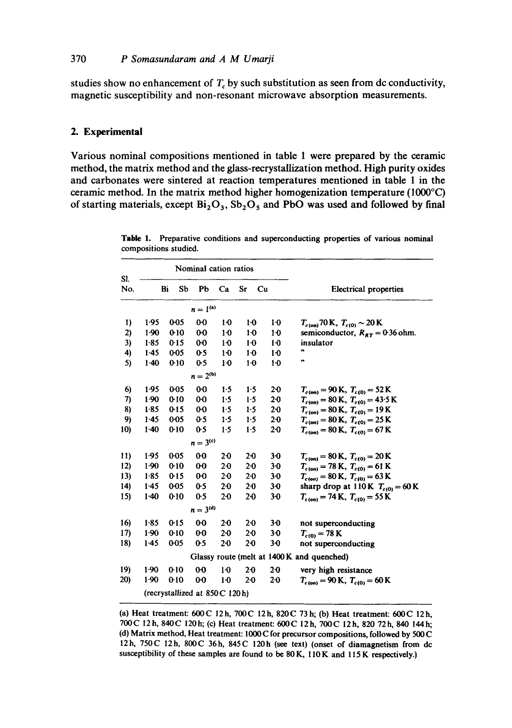studies show no enhancement of $T_c$ by such substitution as seen from dc conductivity, magnetic susceptibility and non-resonant microwave absorption measurements.

## 2. Experimental

Various nominal compositions mentioned in table 1 were prepared by the ceramic method, the matrix method and the glass-recrystallization method. High purity oxides and carbonates were sintered at reaction temperatures mentioned in table 1 in the ceramic method. In the matrix method higher homogenization temperature (1000°C) of starting materials, except $Bi_2O_3$, $Sb_2O_5$ and PbO was used and followed by final

**Table 1.** Preparative conditions and superconducting properties of various nominal compositions studied.

| Sl. No. | Bi | Sb | Pb | Ca | Sr | Cu | Electrical properties |
|---|---|---|---|---|---|---|---|
| | Nominal cation ratios | | | | | | |
| | | | $n = 1^{(a)}$ | | | | |
| 1) | 1·95 | 0·05 | 0·0 | 1·0 | 1·0 | 1·0 | $T_{c(on)}$ 70 K, $T_{c(0)} \sim 20$ K |
| 2) | 1·90 | 0·10 | 0·0 | 1·0 | 1·0 | 1·0 | semiconductor, $R_{RT} = 0·36$ ohm. |
| 3) | 1·85 | 0·15 | 0·0 | 1·0 | 1·0 | 1·0 | insulator |
| 4) | 1·45 | 0·05 | 0·5 | 1·0 | 1·0 | 1·0 | " |
| 5) | 1·40 | 0·10 | 0·5 | 1·0 | 1·0 | 1·0 | " |
| | | | $n = 2^{(b)}$ | | | | |
| 6) | 1·95 | 0·05 | 0·0 | 1·5 | 1·5 | 2·0 | $T_{c(on)} = 90$ K, $T_{c(0)} = 52$ K |
| 7) | 1·90 | 0·10 | 0·0 | 1·5 | 1·5 | 2·0 | $T_{c(on)} = 80$ K, $T_{c(0)} = 43·5$ K |
| 8) | 1·85 | 0·15 | 0·0 | 1·5 | 1·5 | 2·0 | $T_{c(on)} = 80$ K, $T_{c(0)} = 19$ K |
| 9) | 1·45 | 0·05 | 0·5 | 1·5 | 1·5 | 2·0 | $T_{c(on)} = 80$ K, $T_{c(0)} = 25$ K |
| 10) | 1·40 | 0·10 | 0·5 | 1·5 | 1·5 | 2·0 | $T_{c(on)} = 80$ K, $T_{c(0)} = 67$ K |
| | | | $n = 3^{(c)}$ | | | | |
| 11) | 1·95 | 0·05 | 0·0 | 2·0 | 2·0 | 3·0 | $T_{c(on)} = 80$ K, $T_{c(0)} = 20$ K |
| 12) | 1·90 | 0·10 | 0·0 | 2·0 | 2·0 | 3·0 | $T_{c(on)} = 78$ K, $T_{c(0)} = 61$ K |
| 13) | 1·85 | 0·15 | 0·0 | 2·0 | 2·0 | 3·0 | $T_{c(on)} = 80$ K, $T_{c(0)} = 63$ K |
| 14) | 1·45 | 0·05 | 0·5 | 2·0 | 2·0 | 3·0 | sharp drop at 110 K $T_{c(0)} = 60$ K |
| 15) | 1·40 | 0·10 | 0·5 | 2·0 | 2·0 | 3·0 | $T_{c(on)} = 74$ K, $T_{c(0)} = 55$ K |
| | | | $n = 3^{(d)}$ | | | | |
| 16) | 1·85 | 0·15 | 0·0 | 2·0 | 2·0 | 3·0 | not superconducting |
| 17) | 1·90 | 0·10 | 0·0 | 2·0 | 2·0 | 3·0 | $T_{c(0)} = 78$ K |
| 18) | 1·45 | 0·05 | 0·5 | 2·0 | 2·0 | 3·0 | not superconducting |
| | | | Glassy route (melt at 1400 K and quenched) | | | | |
| 19) | 1·90 | 0·10 | 0·0 | 1·0 | 2·0 | 2·0 | very high resistance |
| 20) | 1·90 | 0·10 | 0·0 | 1·0 | 2·0 | 2·0 | $T_{c(on)} = 90$ K, $T_{c(0)} = 60$ K |
| | (recrystallized at 850 C 120 h) | | | | | | |

(a) Heat treatment: 600 C 12 h, 700 C 12 h, 820 C 73 h; (b) Heat treatment: 600 C 12 h, 700 C 12 h, 840 C 120 h; (c) Heat treatment: 600 C 12 h, 700 C 12 h, 820 72 h, 840 144 h; (d) Matrix method, Heat treatment: 1000 C for precursor compositions, followed by 500 C 12 h, 750 C 12 h, 800 C 36 h, 845 C 120 h (see text) (onset of diamagnetism from dc susceptibility of these samples are found to be 80 K, 110 K and 115 K respectively.)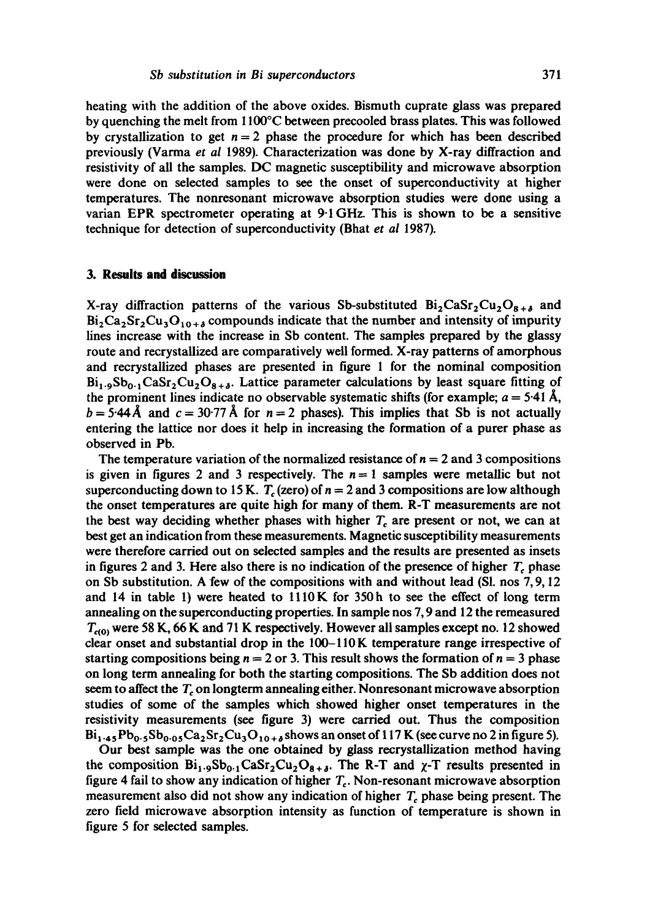heating with the addition of the above oxides. Bismuth cuprate glass was prepared by quenching the melt from 1100°C between precooled brass plates. This was followed by crystallization to get $n = 2$ phase the procedure for which has been described previously (Varma *et al* 1989). Characterization was done by X-ray diffraction and resistivity of all the samples. DC magnetic susceptibility and microwave absorption were done on selected samples to see the onset of superconductivity at higher temperatures. The nonresonant microwave absorption studies were done using a varian EPR spectrometer operating at 9·1 GHz. This is shown to be a sensitive technique for detection of superconductivity (Bhat *et al* 1987).

## 3. Results and discussion

X-ray diffraction patterns of the various Sb-substituted $Bi_2CaSr_2Cu_2O_{8+\delta}$ and $Bi_2Ca_2Sr_2Cu_3O_{10+\delta}$ compounds indicate that the number and intensity of impurity lines increase with the increase in Sb content. The samples prepared by the glassy route and recrystallized are comparatively well formed. X-ray patterns of amorphous and recrystallized phases are presented in figure 1 for the nominal composition $Bi_{1\cdot9}Sb_{0\cdot1}CaSr_2Cu_2O_{8+\delta}$. Lattice parameter calculations by least square fitting of the prominent lines indicate no observable systematic shifts (for example; $a = 5{\cdot}41$ Å, $b = 5{\cdot}44$ Å and $c = 30{\cdot}77$ Å for $n = 2$ phases). This implies that Sb is not actually entering the lattice nor does it help in increasing the formation of a purer phase as observed in Pb.

The temperature variation of the normalized resistance of $n = 2$ and 3 compositions is given in figures 2 and 3 respectively. The $n = 1$ samples were metallic but not superconducting down to 15 K. $T_c$ (zero) of $n = 2$ and 3 compositions are low although the onset temperatures are quite high for many of them. R-T measurements are not the best way deciding whether phases with higher $T_c$ are present or not, we can at best get an indication from these measurements. Magnetic susceptibility measurements were therefore carried out on selected samples and the results are presented as insets in figures 2 and 3. Here also there is no indication of the presence of higher $T_c$ phase on Sb substitution. A few of the compositions with and without lead (Sl. nos 7, 9, 12 and 14 in table 1) were heated to 1110 K for 350 h to see the effect of long term annealing on the superconducting properties. In sample nos 7, 9 and 12 the remeasured $T_{c(0)}$ were 58 K, 66 K and 71 K respectively. However all samples except no. 12 showed clear onset and substantial drop in the 100–110 K temperature range irrespective of starting compositions being $n = 2$ or 3. This result shows the formation of $n = 3$ phase on long term annealing for both the starting compositions. The Sb addition does not seem to affect the $T_c$ on longterm annealing either. Nonresonant microwave absorption studies of some of the samples which showed higher onset temperatures in the resistivity measurements (see figure 3) were carried out. Thus the composition $Bi_{1\cdot45}Pb_{0\cdot5}Sb_{0\cdot05}Ca_2Sr_2Cu_3O_{10+\delta}$ shows an onset of 117 K (see curve no 2 in figure 5).

Our best sample was the one obtained by glass recrystallization method having the composition $Bi_{1\cdot9}Sb_{0\cdot1}CaSr_2Cu_2O_{8+\delta}$. The R-T and $\chi$-T results presented in figure 4 fail to show any indication of higher $T_c$. Non-resonant microwave absorption measurement also did not show any indication of higher $T_c$ phase being present. The zero field microwave absorption intensity as function of temperature is shown in figure 5 for selected samples.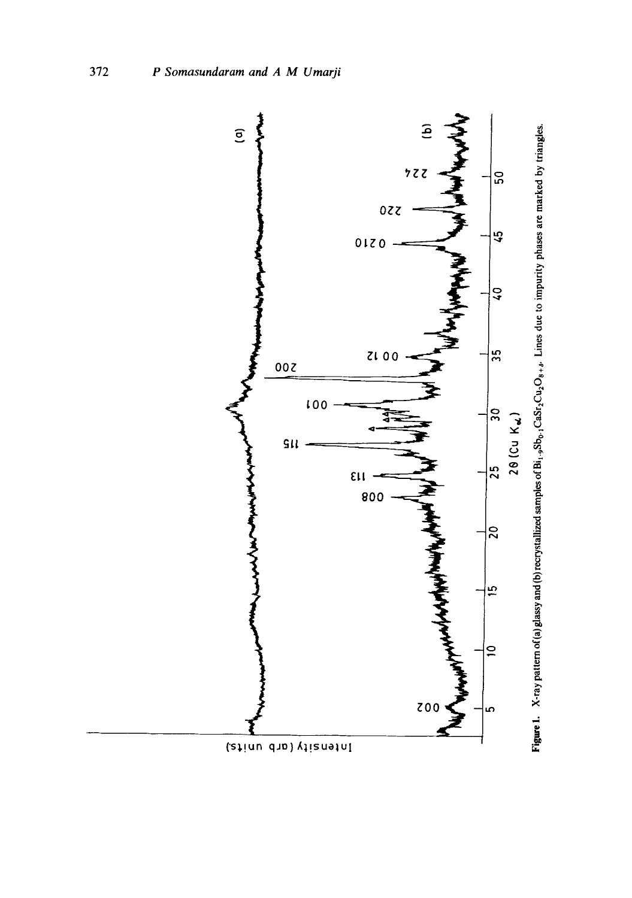**Figure 1.** X-ray pattern of (a) glassy and (b) recrystallized samples of $Bi_{1.9}Sb_{0.1}CaSr_2Cu_2O_{8+\delta}$. Lines due to impurity phases are marked by triangles.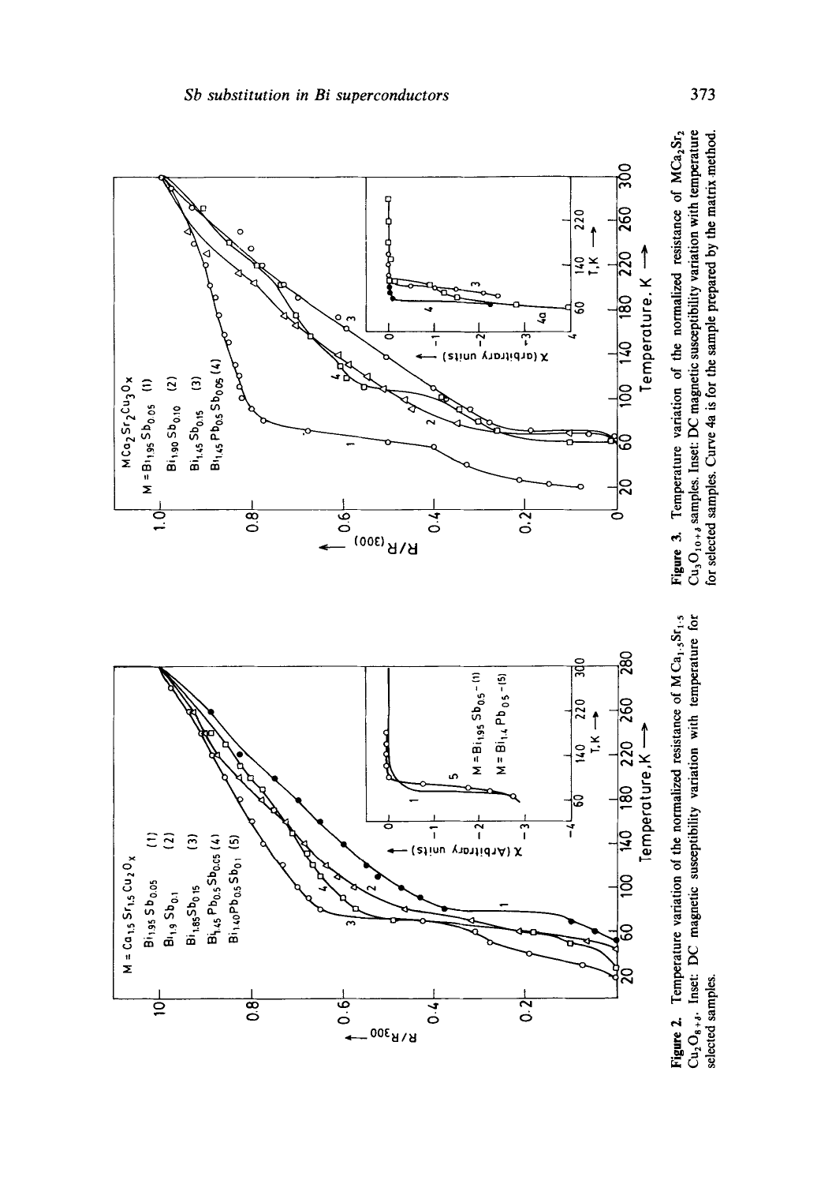**Figure 2.** Temperature variation of the normalized resistance of $MCa_{1.5}Sr_{1.5}Cu_2O_{8+\delta}$. Inset: DC magnetic susceptibility variation with temperature for selected samples.

**Figure 3.** Temperature variation of the normalized resistance of $MCa_2Sr_2Cu_3O_{10+\delta}$ samples. Inset: DC magnetic susceptibility variation with temperature for selected samples. Curve 4a is for the sample prepared by the matrix method.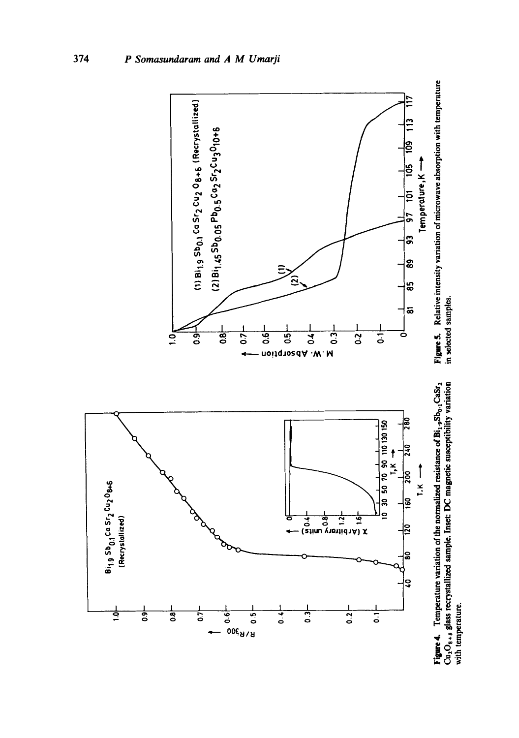**Figure 4.** Temperature variation of the normalized resistance of $Bi_{1.9}Sb_{0.1}CaSr_2Cu_2O_{8+\delta}$ glass recrystallized sample. Inset: DC magnetic susceptibility variation with temperature.

**Figure 5.** Relative intensity variation of microwave absorption with temperature in selected samples.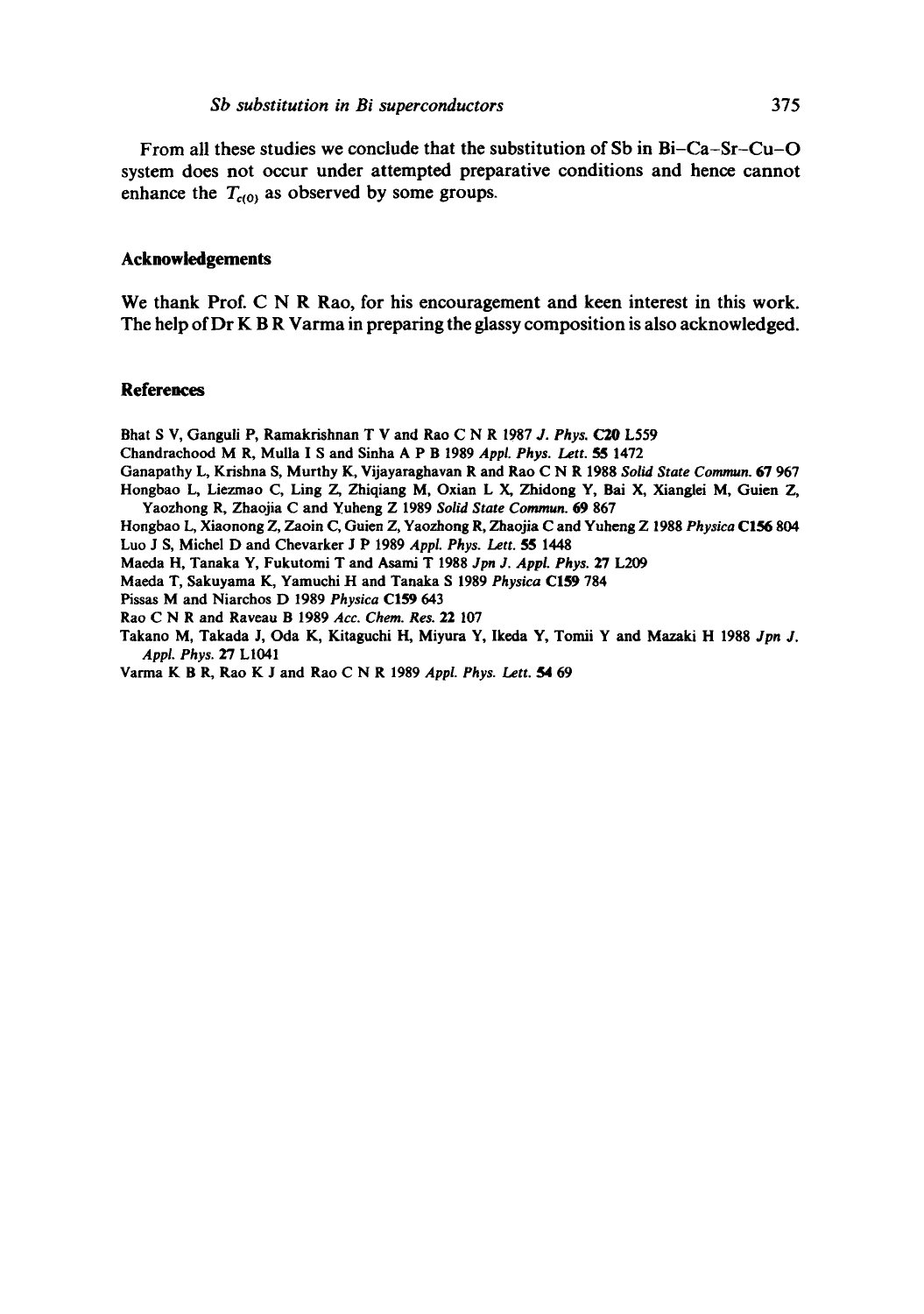From all these studies we conclude that the substitution of Sb in Bi–Ca–Sr–Cu–O system does not occur under attempted preparative conditions and hence cannot enhance the $T_{c(0)}$ as observed by some groups.

## Acknowledgements

We thank Prof. C N R Rao, for his encouragement and keen interest in this work. The help of Dr K B R Varma in preparing the glassy composition is also acknowledged.

## References

Bhat S V, Ganguli P, Ramakrishnan T V and Rao C N R 1987 *J. Phys.* **C20** L559

Chandrachood M R, Mulla I S and Sinha A P B 1989 *Appl. Phys. Lett.* **55** 1472

Ganapathy L, Krishna S, Murthy K, Vijayaraghavan R and Rao C N R 1988 *Solid State Commun.* **67** 967

Hongbao L, Liezmao C, Ling Z, Zhiqiang M, Oxian L X, Zhidong Y, Bai X, Xianglei M, Guien Z, Yaozhong R, Zhaojia C and Yuheng Z 1989 *Solid State Commun.* **69** 867

Hongbao L, Xiaonong Z, Zaoin C, Guien Z, Yaozhong R, Zhaojia C and Yuheng Z 1988 *Physica* **C156** 804

Luo J S, Michel D and Chevarker J P 1989 *Appl. Phys. Lett.* **55** 1448

Maeda H, Tanaka Y, Fukutomi T and Asami T 1988 *Jpn J. Appl. Phys.* **27** L209

Maeda T, Sakuyama K, Yamuchi H and Tanaka S 1989 *Physica* **C159** 784

Pissas M and Niarchos D 1989 *Physica* **C159** 643

Rao C N R and Raveau B 1989 *Acc. Chem. Res.* **22** 107

Takano M, Takada J, Oda K, Kitaguchi H, Miyura Y, Ikeda Y, Tomii Y and Mazaki H 1988 *Jpn J. Appl. Phys.* **27** L1041

Varma K B R, Rao K J and Rao C N R 1989 *Appl. Phys. Lett.* **54** 69